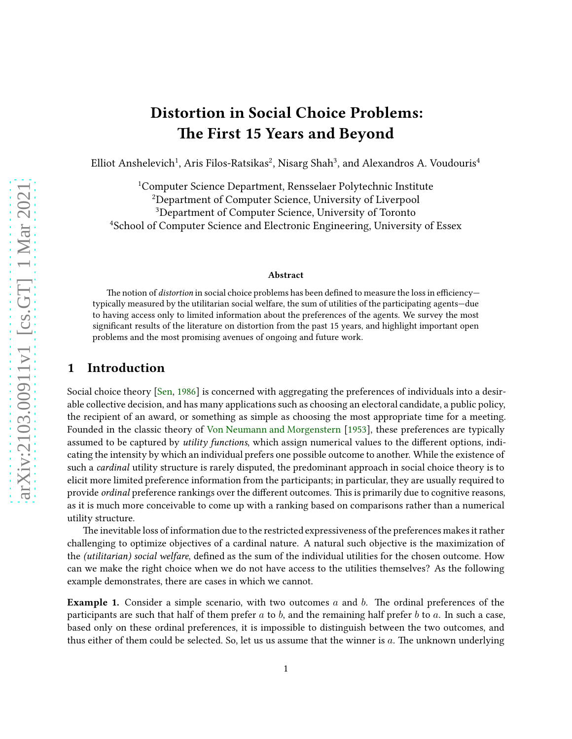# Distortion in Social Choice Problems: The First 15 Years and Beyond

Elliot Anshelevich[1], Aris Filos-Ratsikas[2], Nisarg Shah[3], and Alexandros A. Voudouris[4]

[1]Computer Science Department, Rensselaer Polytechnic Institute
[2]Department of Computer Science, University of Liverpool
[3]Department of Computer Science, University of Toronto
[4]School of Computer Science and Electronic Engineering, University of Essex

### Abstract

The notion of *distortion* in social choice problems has been defined to measure the loss in efficiency—typically measured by the utilitarian social welfare, the sum of utilities of the participating agents—due to having access only to limited information about the preferences of the agents. We survey the most significant results of the literature on distortion from the past 15 years, and highlight important open problems and the most promising avenues of ongoing and future work.

## 1 Introduction

Social choice theory [Sen, 1986] is concerned with aggregating the preferences of individuals into a desirable collective decision, and has many applications such as choosing an electoral candidate, a public policy, the recipient of an award, or something as simple as choosing the most appropriate time for a meeting. Founded in the classic theory of Von Neumann and Morgenstern [1953], these preferences are typically assumed to be captured by *utility functions*, which assign numerical values to the different options, indicating the intensity by which an individual prefers one possible outcome to another. While the existence of such a *cardinal* utility structure is rarely disputed, the predominant approach in social choice theory is to elicit more limited preference information from the participants; in particular, they are usually required to provide *ordinal* preference rankings over the different outcomes. This is primarily due to cognitive reasons, as it is much more conceivable to come up with a ranking based on comparisons rather than a numerical utility structure.

The inevitable loss of information due to the restricted expressiveness of the preferences makes it rather challenging to optimize objectives of a cardinal nature. A natural such objective is the maximization of the *(utilitarian) social welfare*, defined as the sum of the individual utilities for the chosen outcome. How can we make the right choice when we do not have access to the utilities themselves? As the following example demonstrates, there are cases in which we cannot.

**Example 1.** Consider a simple scenario, with two outcomes $a$ and $b$. The ordinal preferences of the participants are such that half of them prefer $a$ to $b$, and the remaining half prefer $b$ to $a$. In such a case, based only on these ordinal preferences, it is impossible to distinguish between the two outcomes, and thus either of them could be selected. So, let us us assume that the winner is $a$. The unknown underlying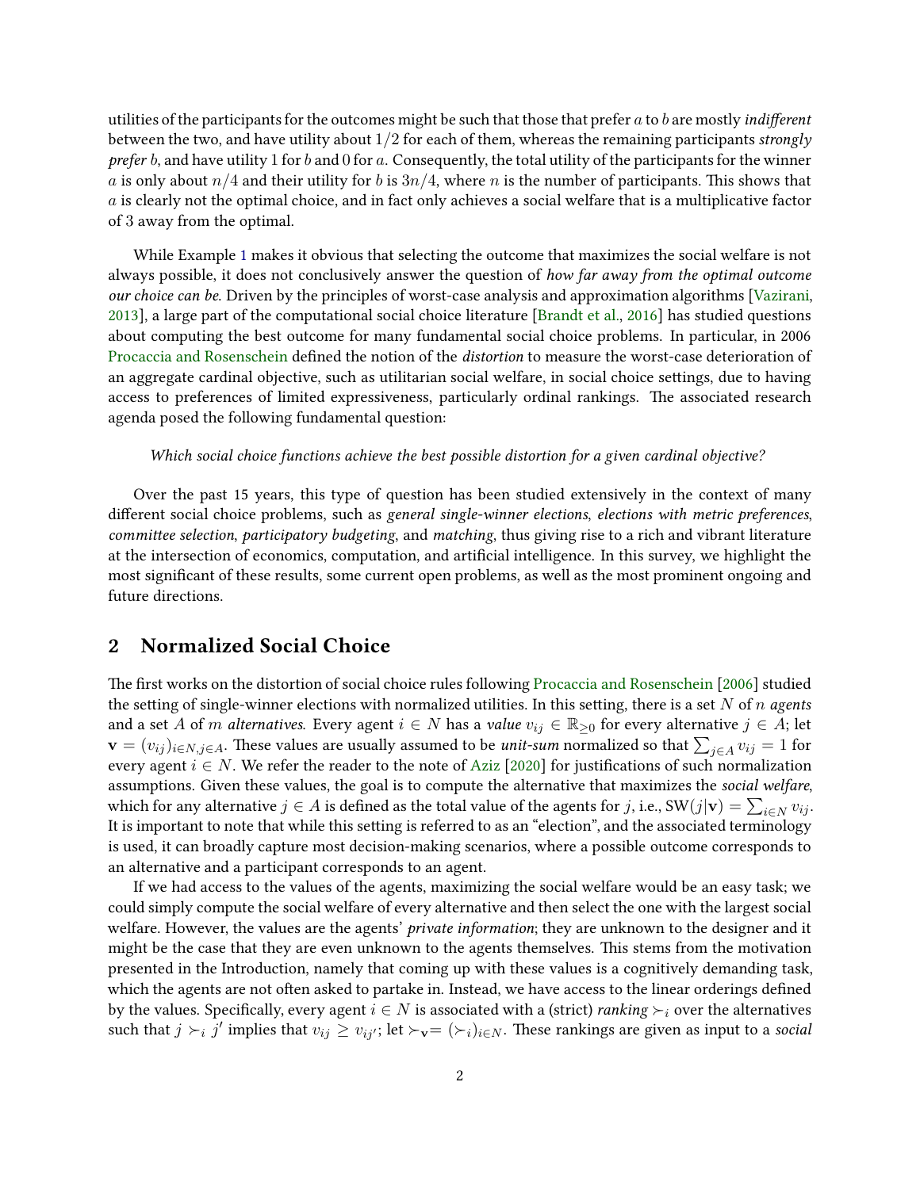utilities of the participants for the outcomes might be such that those that prefer $a$ to $b$ are mostly *indifferent* between the two, and have utility about $1/2$ for each of them, whereas the remaining participants *strongly prefer* $b$, and have utility 1 for $b$ and 0 for $a$. Consequently, the total utility of the participants for the winner $a$ is only about $n/4$ and their utility for $b$ is $3n/4$, where $n$ is the number of participants. This shows that $a$ is clearly not the optimal choice, and in fact only achieves a social welfare that is a multiplicative factor of 3 away from the optimal.

While Example 1 makes it obvious that selecting the outcome that maximizes the social welfare is not always possible, it does not conclusively answer the question of *how far away from the optimal outcome our choice can be*. Driven by the principles of worst-case analysis and approximation algorithms [Vazirani, 2013], a large part of the computational social choice literature [Brandt et al., 2016] has studied questions about computing the best outcome for many fundamental social choice problems. In particular, in 2006 Procaccia and Rosenschein defined the notion of the *distortion* to measure the worst-case deterioration of an aggregate cardinal objective, such as utilitarian social welfare, in social choice settings, due to having access to preferences of limited expressiveness, particularly ordinal rankings. The associated research agenda posed the following fundamental question:

*Which social choice functions achieve the best possible distortion for a given cardinal objective?*

Over the past 15 years, this type of question has been studied extensively in the context of many different social choice problems, such as *general single-winner elections*, *elections with metric preferences*, *committee selection*, *participatory budgeting*, and *matching*, thus giving rise to a rich and vibrant literature at the intersection of economics, computation, and artificial intelligence. In this survey, we highlight the most significant of these results, some current open problems, as well as the most prominent ongoing and future directions.

## 2 Normalized Social Choice

The first works on the distortion of social choice rules following Procaccia and Rosenschein [2006] studied the setting of single-winner elections with normalized utilities. In this setting, there is a set $N$ of $n$ *agents* and a set $A$ of $m$ *alternatives*. Every agent $i \in N$ has a *value* $v_{ij} \in \mathbb{R}_{\geq 0}$ for every alternative $j \in A$; let $\mathbf{v} = (v_{ij})_{i \in N, j \in A}$. These values are usually assumed to be *unit-sum* normalized so that $\sum_{j \in A} v_{ij} = 1$ for every agent $i \in N$. We refer the reader to the note of Aziz [2020] for justifications of such normalization assumptions. Given these values, the goal is to compute the alternative that maximizes the *social welfare*, which for any alternative $j \in A$ is defined as the total value of the agents for $j$, i.e., $\text{SW}(j|\mathbf{v}) = \sum_{i \in N} v_{ij}$. It is important to note that while this setting is referred to as an "election", and the associated terminology is used, it can broadly capture most decision-making scenarios, where a possible outcome corresponds to an alternative and a participant corresponds to an agent.

If we had access to the values of the agents, maximizing the social welfare would be an easy task; we could simply compute the social welfare of every alternative and then select the one with the largest social welfare. However, the values are the agents' *private information*; they are unknown to the designer and it might be the case that they are even unknown to the agents themselves. This stems from the motivation presented in the Introduction, namely that coming up with these values is a cognitively demanding task, which the agents are not often asked to partake in. Instead, we have access to the linear orderings defined by the values. Specifically, every agent $i \in N$ is associated with a (strict) *ranking* $\succ_i$ over the alternatives such that $j \succ_i j'$ implies that $v_{ij} \geq v_{ij'}$; let $\succ_{\mathbf{v}} = (\succ_i)_{i \in N}$. These rankings are given as input to a *social*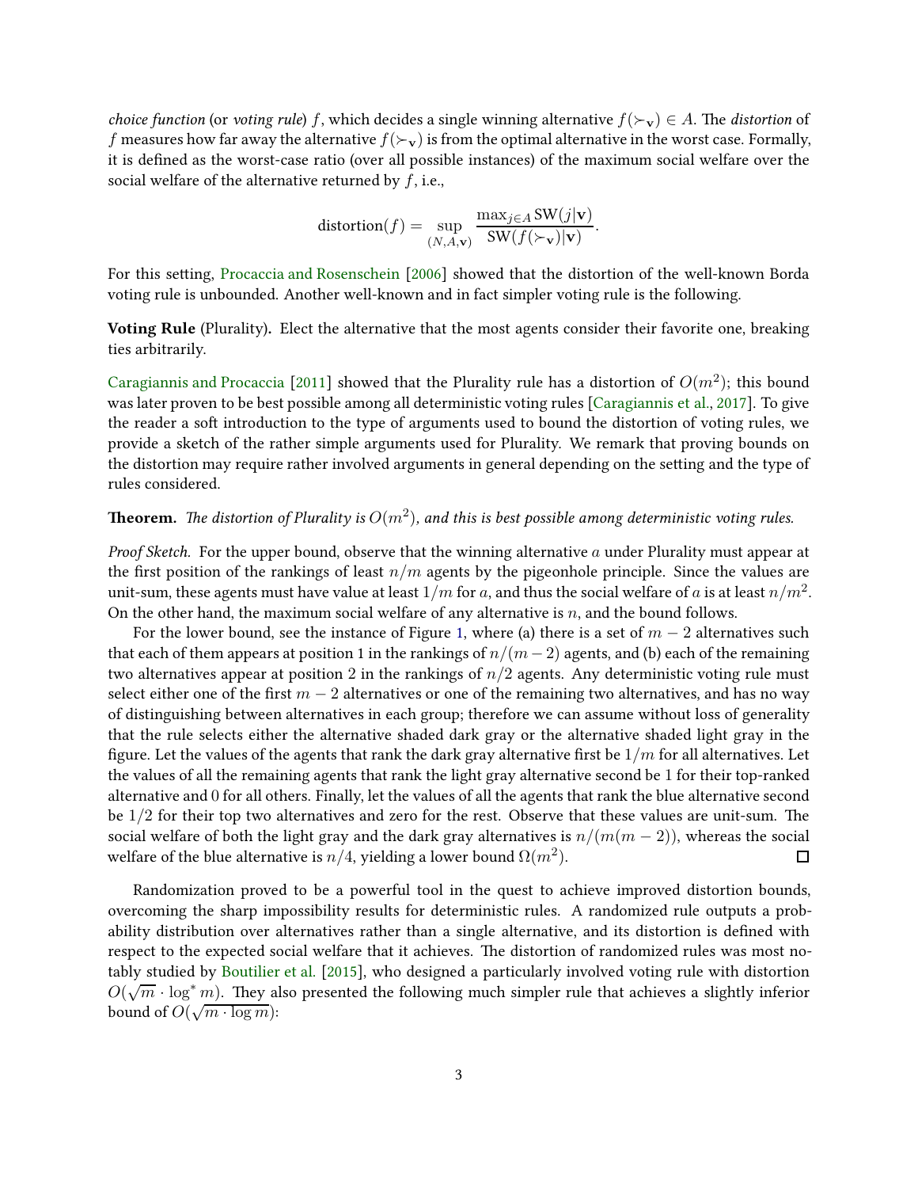*choice function* (or *voting rule*) $f$, which decides a single winning alternative $f(\succ_{\mathbf{v}}) \in A$. The *distortion* of $f$ measures how far away the alternative $f(\succ_{\mathbf{v}})$ is from the optimal alternative in the worst case. Formally, it is defined as the worst-case ratio (over all possible instances) of the maximum social welfare over the social welfare of the alternative returned by $f$, i.e.,

$$\text{distortion}(f) = \sup_{(N,A,\mathbf{v})} \frac{\max_{j \in A} \text{SW}(j|\mathbf{v})}{\text{SW}(f(\succ_{\mathbf{v}})|\mathbf{v})}.$$

For this setting, Procaccia and Rosenschein [2006] showed that the distortion of the well-known Borda voting rule is unbounded. Another well-known and in fact simpler voting rule is the following.

**Voting Rule** (Plurality)**.** Elect the alternative that the most agents consider their favorite one, breaking ties arbitrarily.

Caragiannis and Procaccia [2011] showed that the Plurality rule has a distortion of $O(m^2)$; this bound was later proven to be best possible among all deterministic voting rules [Caragiannis et al., 2017]. To give the reader a soft introduction to the type of arguments used to bound the distortion of voting rules, we provide a sketch of the rather simple arguments used for Plurality. We remark that proving bounds on the distortion may require rather involved arguments in general depending on the setting and the type of rules considered.

**Theorem.** *The distortion of Plurality is $O(m^2)$, and this is best possible among deterministic voting rules.*

*Proof Sketch.* For the upper bound, observe that the winning alternative $a$ under Plurality must appear at the first position of the rankings of least $n/m$ agents by the pigeonhole principle. Since the values are unit-sum, these agents must have value at least $1/m$ for $a$, and thus the social welfare of $a$ is at least $n/m^2$. On the other hand, the maximum social welfare of any alternative is $n$, and the bound follows.

For the lower bound, see the instance of Figure 1, where (a) there is a set of $m-2$ alternatives such that each of them appears at position 1 in the rankings of $n/(m-2)$ agents, and (b) each of the remaining two alternatives appear at position 2 in the rankings of $n/2$ agents. Any deterministic voting rule must select either one of the first $m-2$ alternatives or one of the remaining two alternatives, and has no way of distinguishing between alternatives in each group; therefore we can assume without loss of generality that the rule selects either the alternative shaded dark gray or the alternative shaded light gray in the figure. Let the values of the agents that rank the dark gray alternative first be $1/m$ for all alternatives. Let the values of all the remaining agents that rank the light gray alternative second be 1 for their top-ranked alternative and 0 for all others. Finally, let the values of all the agents that rank the blue alternative second be $1/2$ for their top two alternatives and zero for the rest. Observe that these values are unit-sum. The social welfare of both the light gray and the dark gray alternatives is $n/(m(m-2))$, whereas the social welfare of the blue alternative is $n/4$, yielding a lower bound $\Omega(m^2)$. □

Randomization proved to be a powerful tool in the quest to achieve improved distortion bounds, overcoming the sharp impossibility results for deterministic rules. A randomized rule outputs a probability distribution over alternatives rather than a single alternative, and its distortion is defined with respect to the expected social welfare that it achieves. The distortion of randomized rules was most notably studied by Boutilier et al. [2015], who designed a particularly involved voting rule with distortion $O(\sqrt{m} \cdot \log^* m)$. They also presented the following much simpler rule that achieves a slightly inferior bound of $O(\sqrt{m \cdot \log m})$: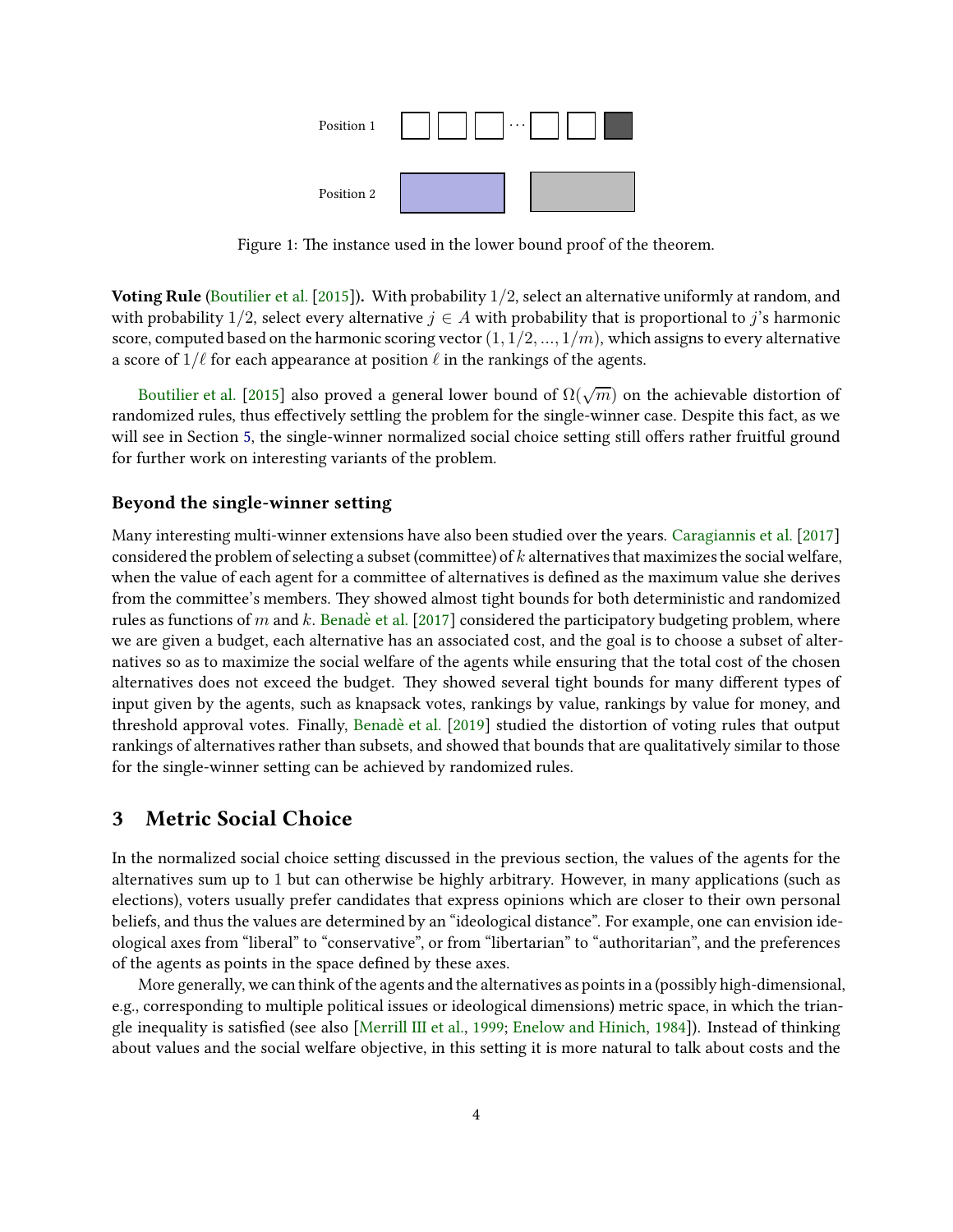Position 1

Position 2

Figure 1: The instance used in the lower bound proof of the theorem.

**Voting Rule** (Boutilier et al. [2015])**.** With probability $1/2$, select an alternative uniformly at random, and with probability $1/2$, select every alternative $j \in A$ with probability that is proportional to $j$'s harmonic score, computed based on the harmonic scoring vector $(1, 1/2, ..., 1/m)$, which assigns to every alternative a score of $1/\ell$ for each appearance at position $\ell$ in the rankings of the agents.

Boutilier et al. [2015] also proved a general lower bound of $\Omega(\sqrt{m})$ on the achievable distortion of randomized rules, thus effectively settling the problem for the single-winner case. Despite this fact, as we will see in Section 5, the single-winner normalized social choice setting still offers rather fruitful ground for further work on interesting variants of the problem.

### Beyond the single-winner setting

Many interesting multi-winner extensions have also been studied over the years. Caragiannis et al. [2017] considered the problem of selecting a subset (committee) of $k$ alternatives that maximizes the social welfare, when the value of each agent for a committee of alternatives is defined as the maximum value she derives from the committee's members. They showed almost tight bounds for both deterministic and randomized rules as functions of $m$ and $k$. Benadè et al. [2017] considered the participatory budgeting problem, where we are given a budget, each alternative has an associated cost, and the goal is to choose a subset of alternatives so as to maximize the social welfare of the agents while ensuring that the total cost of the chosen alternatives does not exceed the budget. They showed several tight bounds for many different types of input given by the agents, such as knapsack votes, rankings by value, rankings by value for money, and threshold approval votes. Finally, Benadè et al. [2019] studied the distortion of voting rules that output rankings of alternatives rather than subsets, and showed that bounds that are qualitatively similar to those for the single-winner setting can be achieved by randomized rules.

## 3 Metric Social Choice

In the normalized social choice setting discussed in the previous section, the values of the agents for the alternatives sum up to 1 but can otherwise be highly arbitrary. However, in many applications (such as elections), voters usually prefer candidates that express opinions which are closer to their own personal beliefs, and thus the values are determined by an "ideological distance". For example, one can envision ideological axes from "liberal" to "conservative", or from "libertarian" to "authoritarian", and the preferences of the agents as points in the space defined by these axes.

More generally, we can think of the agents and the alternatives as points in a (possibly high-dimensional, e.g., corresponding to multiple political issues or ideological dimensions) metric space, in which the triangle inequality is satisfied (see also [Merrill III et al., 1999; Enelow and Hinich, 1984]). Instead of thinking about values and the social welfare objective, in this setting it is more natural to talk about costs and the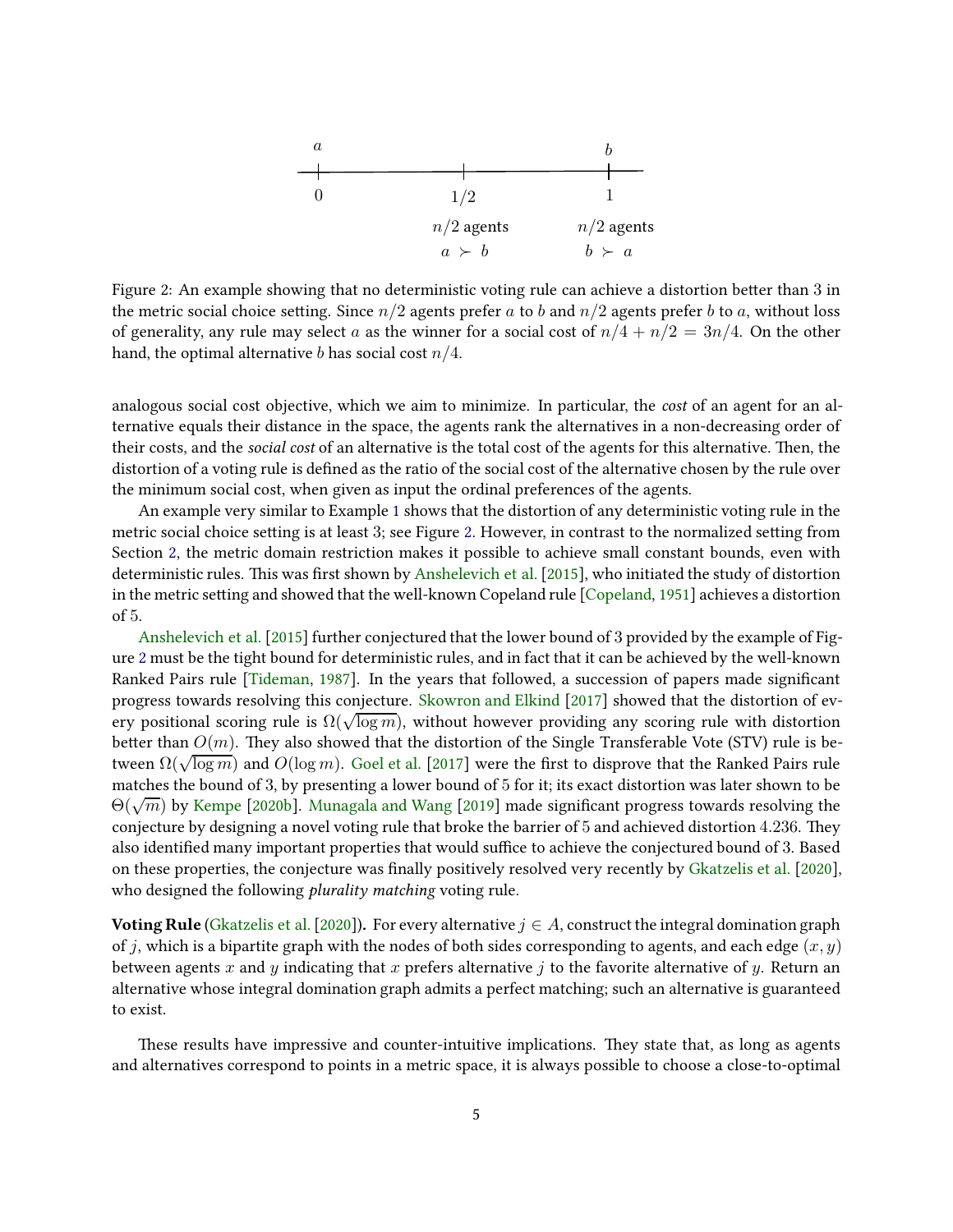Figure 2: An example showing that no deterministic voting rule can achieve a distortion better than 3 in the metric social choice setting. Since $n/2$ agents prefer $a$ to $b$ and $n/2$ agents prefer $b$ to $a$, without loss of generality, any rule may select $a$ as the winner for a social cost of $n/4 + n/2 = 3n/4$. On the other hand, the optimal alternative $b$ has social cost $n/4$.

analogous social cost objective, which we aim to minimize. In particular, the *cost* of an agent for an alternative equals their distance in the space, the agents rank the alternatives in a non-decreasing order of their costs, and the *social cost* of an alternative is the total cost of the agents for this alternative. Then, the distortion of a voting rule is defined as the ratio of the social cost of the alternative chosen by the rule over the minimum social cost, when given as input the ordinal preferences of the agents.

An example very similar to Example 1 shows that the distortion of any deterministic voting rule in the metric social choice setting is at least 3; see Figure 2. However, in contrast to the normalized setting from Section 2, the metric domain restriction makes it possible to achieve small constant bounds, even with deterministic rules. This was first shown by Anshelevich et al. [2015], who initiated the study of distortion in the metric setting and showed that the well-known Copeland rule [Copeland, 1951] achieves a distortion of 5.

Anshelevich et al. [2015] further conjectured that the lower bound of 3 provided by the example of Figure 2 must be the tight bound for deterministic rules, and in fact that it can be achieved by the well-known Ranked Pairs rule [Tideman, 1987]. In the years that followed, a succession of papers made significant progress towards resolving this conjecture. Skowron and Elkind [2017] showed that the distortion of every positional scoring rule is $\Omega(\sqrt{\log m})$, without however providing any scoring rule with distortion better than $O(m)$. They also showed that the distortion of the Single Transferable Vote (STV) rule is between $\Omega(\sqrt{\log m})$ and $O(\log m)$. Goel et al. [2017] were the first to disprove that the Ranked Pairs rule matches the bound of 3, by presenting a lower bound of 5 for it; its exact distortion was later shown to be $\Theta(\sqrt{m})$ by Kempe [2020b]. Munagala and Wang [2019] made significant progress towards resolving the conjecture by designing a novel voting rule that broke the barrier of 5 and achieved distortion 4.236. They also identified many important properties that would suffice to achieve the conjectured bound of 3. Based on these properties, the conjecture was finally positively resolved very recently by Gkatzelis et al. [2020], who designed the following *plurality matching* voting rule.

**Voting Rule** (Gkatzelis et al. [2020])**.** For every alternative $j \in A$, construct the integral domination graph of $j$, which is a bipartite graph with the nodes of both sides corresponding to agents, and each edge $(x, y)$ between agents $x$ and $y$ indicating that $x$ prefers alternative $j$ to the favorite alternative of $y$. Return an alternative whose integral domination graph admits a perfect matching; such an alternative is guaranteed to exist.

These results have impressive and counter-intuitive implications. They state that, as long as agents and alternatives correspond to points in a metric space, it is always possible to choose a close-to-optimal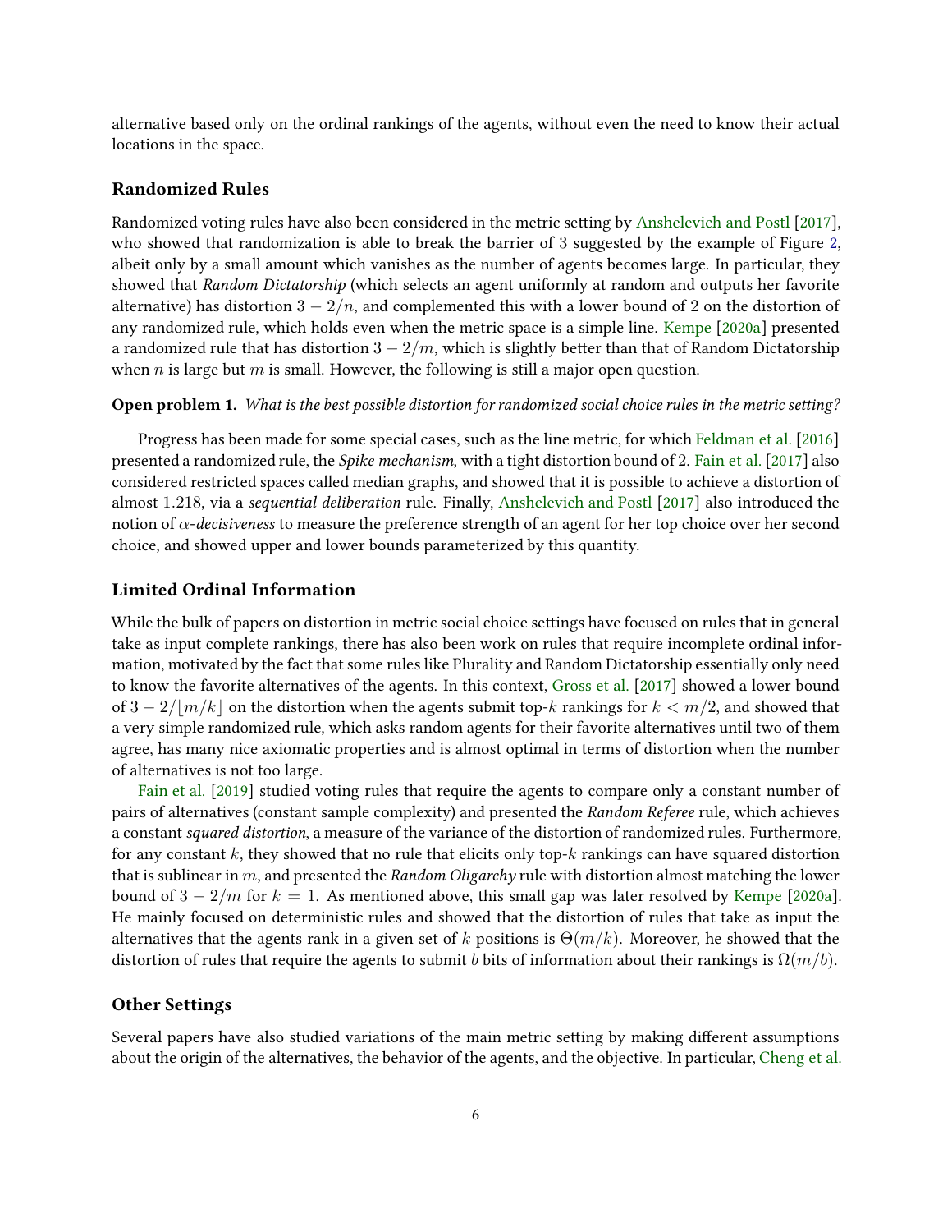alternative based only on the ordinal rankings of the agents, without even the need to know their actual locations in the space.

### Randomized Rules

Randomized voting rules have also been considered in the metric setting by Anshelevich and Postl [2017], who showed that randomization is able to break the barrier of 3 suggested by the example of Figure 2, albeit only by a small amount which vanishes as the number of agents becomes large. In particular, they showed that *Random Dictatorship* (which selects an agent uniformly at random and outputs her favorite alternative) has distortion $3 - 2/n$, and complemented this with a lower bound of 2 on the distortion of any randomized rule, which holds even when the metric space is a simple line. Kempe [2020a] presented a randomized rule that has distortion $3 - 2/m$, which is slightly better than that of Random Dictatorship when $n$ is large but $m$ is small. However, the following is still a major open question.

**Open problem 1.** *What is the best possible distortion for randomized social choice rules in the metric setting?*

Progress has been made for some special cases, such as the line metric, for which Feldman et al. [2016] presented a randomized rule, the *Spike mechanism*, with a tight distortion bound of 2. Fain et al. [2017] also considered restricted spaces called median graphs, and showed that it is possible to achieve a distortion of almost 1.218, via a *sequential deliberation* rule. Finally, Anshelevich and Postl [2017] also introduced the notion of $\alpha$-*decisiveness* to measure the preference strength of an agent for her top choice over her second choice, and showed upper and lower bounds parameterized by this quantity.

### Limited Ordinal Information

While the bulk of papers on distortion in metric social choice settings have focused on rules that in general take as input complete rankings, there has also been work on rules that require incomplete ordinal information, motivated by the fact that some rules like Plurality and Random Dictatorship essentially only need to know the favorite alternatives of the agents. In this context, Gross et al. [2017] showed a lower bound of $3 - 2/\lfloor m/k \rfloor$ on the distortion when the agents submit top-$k$ rankings for $k < m/2$, and showed that a very simple randomized rule, which asks random agents for their favorite alternatives until two of them agree, has many nice axiomatic properties and is almost optimal in terms of distortion when the number of alternatives is not too large.

Fain et al. [2019] studied voting rules that require the agents to compare only a constant number of pairs of alternatives (constant sample complexity) and presented the *Random Referee* rule, which achieves a constant *squared distortion*, a measure of the variance of the distortion of randomized rules. Furthermore, for any constant $k$, they showed that no rule that elicits only top-$k$ rankings can have squared distortion that is sublinear in $m$, and presented the *Random Oligarchy* rule with distortion almost matching the lower bound of $3 - 2/m$ for $k = 1$. As mentioned above, this small gap was later resolved by Kempe [2020a]. He mainly focused on deterministic rules and showed that the distortion of rules that take as input the alternatives that the agents rank in a given set of $k$ positions is $\Theta(m/k)$. Moreover, he showed that the distortion of rules that require the agents to submit $b$ bits of information about their rankings is $\Omega(m/b)$.

### Other Settings

Several papers have also studied variations of the main metric setting by making different assumptions about the origin of the alternatives, the behavior of the agents, and the objective. In particular, Cheng et al.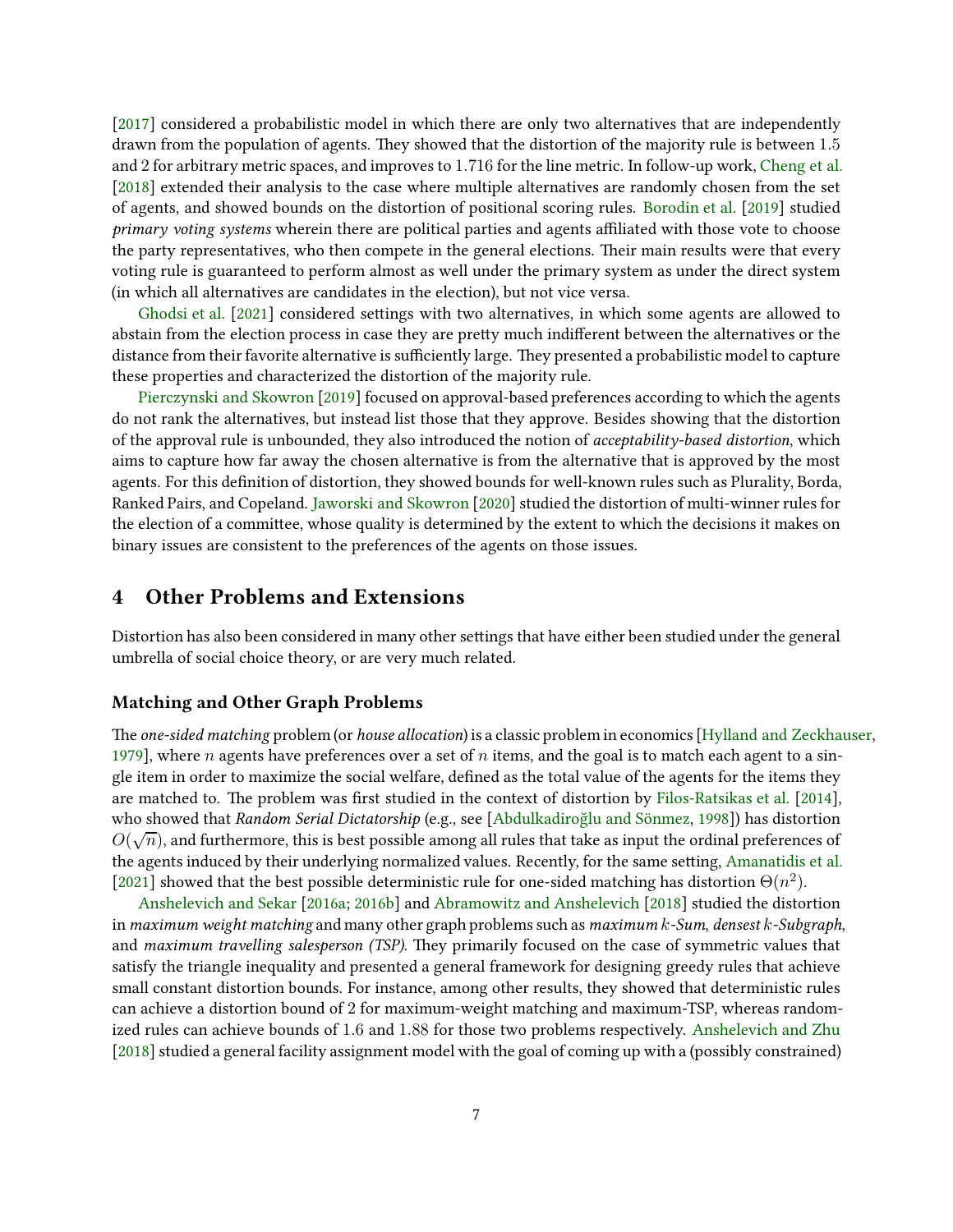[2017] considered a probabilistic model in which there are only two alternatives that are independently drawn from the population of agents. They showed that the distortion of the majority rule is between $1.5$ and $2$ for arbitrary metric spaces, and improves to $1.716$ for the line metric. In follow-up work, Cheng et al. [2018] extended their analysis to the case where multiple alternatives are randomly chosen from the set of agents, and showed bounds on the distortion of positional scoring rules. Borodin et al. [2019] studied *primary voting systems* wherein there are political parties and agents affiliated with those vote to choose the party representatives, who then compete in the general elections. Their main results were that every voting rule is guaranteed to perform almost as well under the primary system as under the direct system (in which all alternatives are candidates in the election), but not vice versa.

Ghodsi et al. [2021] considered settings with two alternatives, in which some agents are allowed to abstain from the election process in case they are pretty much indifferent between the alternatives or the distance from their favorite alternative is sufficiently large. They presented a probabilistic model to capture these properties and characterized the distortion of the majority rule.

Pierczynski and Skowron [2019] focused on approval-based preferences according to which the agents do not rank the alternatives, but instead list those that they approve. Besides showing that the distortion of the approval rule is unbounded, they also introduced the notion of *acceptability-based distortion*, which aims to capture how far away the chosen alternative is from the alternative that is approved by the most agents. For this definition of distortion, they showed bounds for well-known rules such as Plurality, Borda, Ranked Pairs, and Copeland. Jaworski and Skowron [2020] studied the distortion of multi-winner rules for the election of a committee, whose quality is determined by the extent to which the decisions it makes on binary issues are consistent to the preferences of the agents on those issues.

# 4 Other Problems and Extensions

Distortion has also been considered in many other settings that have either been studied under the general umbrella of social choice theory, or are very much related.

### Matching and Other Graph Problems

The *one-sided matching* problem (or *house allocation*) is a classic problem in economics [Hylland and Zeckhauser, 1979], where $n$ agents have preferences over a set of $n$ items, and the goal is to match each agent to a single item in order to maximize the social welfare, defined as the total value of the agents for the items they are matched to. The problem was first studied in the context of distortion by Filos-Ratsikas et al. [2014], who showed that *Random Serial Dictatorship* (e.g., see [Abdulkadiroğlu and Sönmez, 1998]) has distortion $O(\sqrt{n})$, and furthermore, this is best possible among all rules that take as input the ordinal preferences of the agents induced by their underlying normalized values. Recently, for the same setting, Amanatidis et al. [2021] showed that the best possible deterministic rule for one-sided matching has distortion $\Theta(n^2)$.

Anshelevich and Sekar [2016a; 2016b] and Abramowitz and Anshelevich [2018] studied the distortion in *maximum weight matching* and many other graph problems such as *maximum $k$-Sum*, *densest $k$-Subgraph*, and *maximum travelling salesperson (TSP)*. They primarily focused on the case of symmetric values that satisfy the triangle inequality and presented a general framework for designing greedy rules that achieve small constant distortion bounds. For instance, among other results, they showed that deterministic rules can achieve a distortion bound of $2$ for maximum-weight matching and maximum-TSP, whereas randomized rules can achieve bounds of $1.6$ and $1.88$ for those two problems respectively. Anshelevich and Zhu [2018] studied a general facility assignment model with the goal of coming up with a (possibly constrained)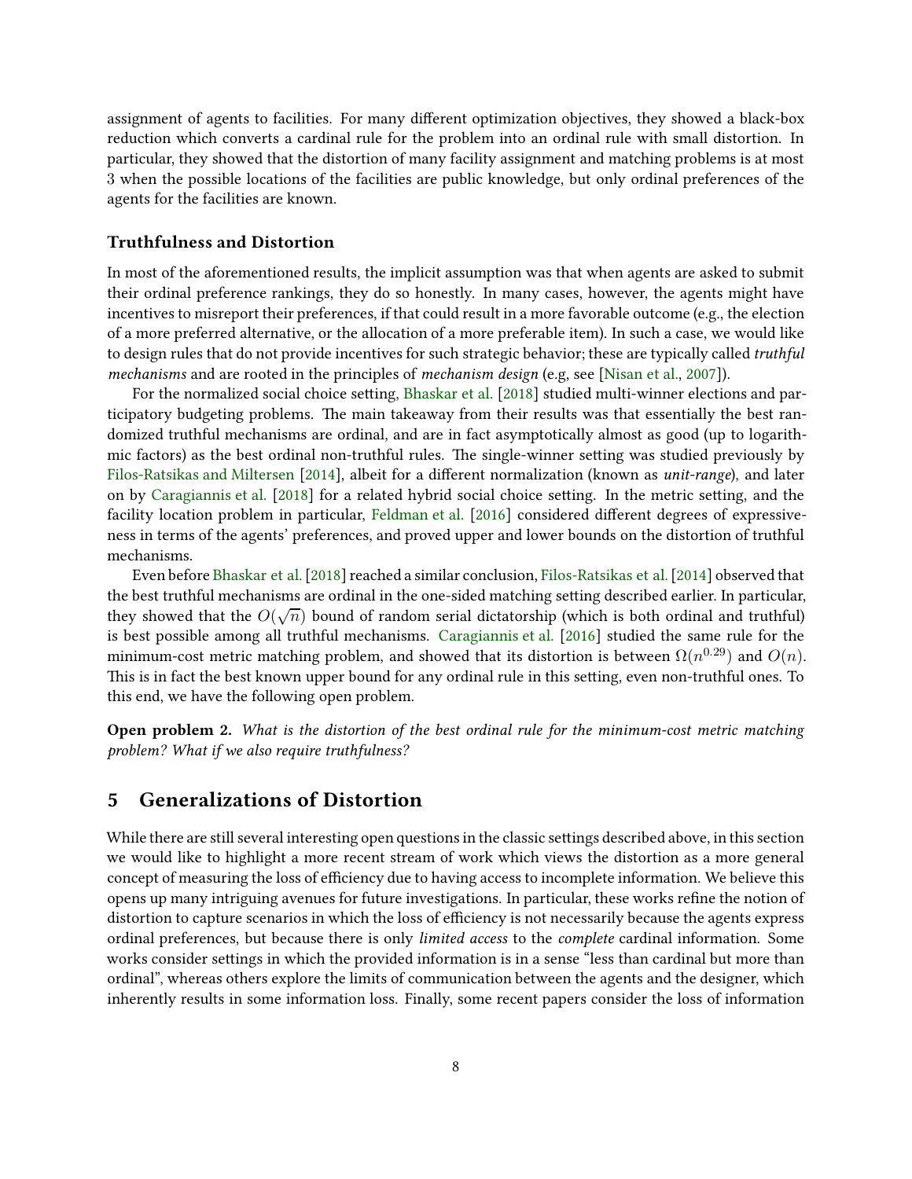assignment of agents to facilities. For many different optimization objectives, they showed a black-box reduction which converts a cardinal rule for the problem into an ordinal rule with small distortion. In particular, they showed that the distortion of many facility assignment and matching problems is at most 3 when the possible locations of the facilities are public knowledge, but only ordinal preferences of the agents for the facilities are known.

### Truthfulness and Distortion

In most of the aforementioned results, the implicit assumption was that when agents are asked to submit their ordinal preference rankings, they do so honestly. In many cases, however, the agents might have incentives to misreport their preferences, if that could result in a more favorable outcome (e.g., the election of a more preferred alternative, or the allocation of a more preferable item). In such a case, we would like to design rules that do not provide incentives for such strategic behavior; these are typically called *truthful mechanisms* and are rooted in the principles of *mechanism design* (e.g, see [Nisan et al., 2007]).

For the normalized social choice setting, Bhaskar et al. [2018] studied multi-winner elections and participatory budgeting problems. The main takeaway from their results was that essentially the best randomized truthful mechanisms are ordinal, and are in fact asymptotically almost as good (up to logarithmic factors) as the best ordinal non-truthful rules. The single-winner setting was studied previously by Filos-Ratsikas and Miltersen [2014], albeit for a different normalization (known as *unit-range*), and later on by Caragiannis et al. [2018] for a related hybrid social choice setting. In the metric setting, and the facility location problem in particular, Feldman et al. [2016] considered different degrees of expressiveness in terms of the agents' preferences, and proved upper and lower bounds on the distortion of truthful mechanisms.

Even before Bhaskar et al. [2018] reached a similar conclusion, Filos-Ratsikas et al. [2014] observed that the best truthful mechanisms are ordinal in the one-sided matching setting described earlier. In particular, they showed that the $O(\sqrt{n})$ bound of random serial dictatorship (which is both ordinal and truthful) is best possible among all truthful mechanisms. Caragiannis et al. [2016] studied the same rule for the minimum-cost metric matching problem, and showed that its distortion is between $\Omega(n^{0.29})$ and $O(n)$. This is in fact the best known upper bound for any ordinal rule in this setting, even non-truthful ones. To this end, we have the following open problem.

**Open problem 2.** *What is the distortion of the best ordinal rule for the minimum-cost metric matching problem? What if we also require truthfulness?*

## 5 Generalizations of Distortion

While there are still several interesting open questions in the classic settings described above, in this section we would like to highlight a more recent stream of work which views the distortion as a more general concept of measuring the loss of efficiency due to having access to incomplete information. We believe this opens up many intriguing avenues for future investigations. In particular, these works refine the notion of distortion to capture scenarios in which the loss of efficiency is not necessarily because the agents express ordinal preferences, but because there is only *limited access* to the *complete* cardinal information. Some works consider settings in which the provided information is in a sense "less than cardinal but more than ordinal", whereas others explore the limits of communication between the agents and the designer, which inherently results in some information loss. Finally, some recent papers consider the loss of information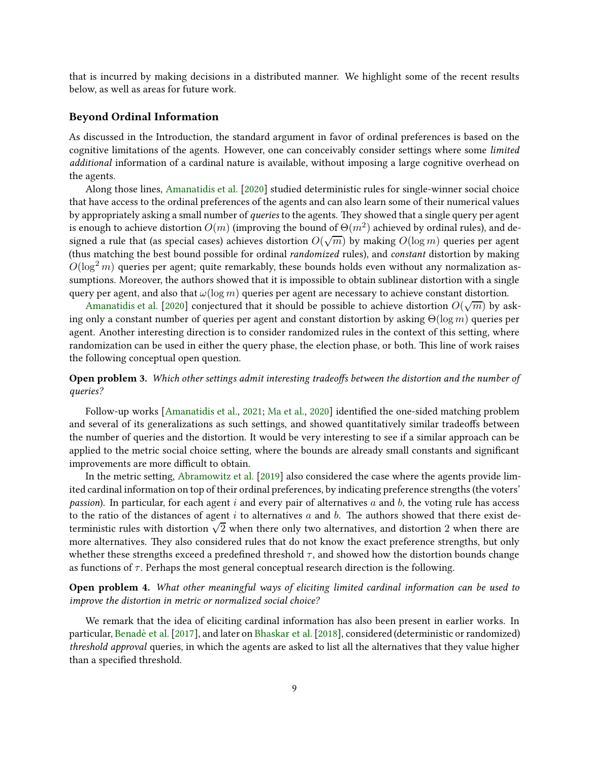that is incurred by making decisions in a distributed manner. We highlight some of the recent results below, as well as areas for future work.

### Beyond Ordinal Information

As discussed in the Introduction, the standard argument in favor of ordinal preferences is based on the cognitive limitations of the agents. However, one can conceivably consider settings where some *limited additional* information of a cardinal nature is available, without imposing a large cognitive overhead on the agents.

Along those lines, Amanatidis et al. [2020] studied deterministic rules for single-winner social choice that have access to the ordinal preferences of the agents and can also learn some of their numerical values by appropriately asking a small number of *queries* to the agents. They showed that a single query per agent is enough to achieve distortion $O(m)$ (improving the bound of $\Theta(m^2)$ achieved by ordinal rules), and designed a rule that (as special cases) achieves distortion $O(\sqrt{m})$ by making $O(\log m)$ queries per agent (thus matching the best bound possible for ordinal *randomized* rules), and *constant* distortion by making $O(\log^2 m)$ queries per agent; quite remarkably, these bounds holds even without any normalization assumptions. Moreover, the authors showed that it is impossible to obtain sublinear distortion with a single query per agent, and also that $\omega(\log m)$ queries per agent are necessary to achieve constant distortion.

Amanatidis et al. [2020] conjectured that it should be possible to achieve distortion $O(\sqrt{m})$ by asking only a constant number of queries per agent and constant distortion by asking $\Theta(\log m)$ queries per agent. Another interesting direction is to consider randomized rules in the context of this setting, where randomization can be used in either the query phase, the election phase, or both. This line of work raises the following conceptual open question.

**Open problem 3.** *Which other settings admit interesting tradeoffs between the distortion and the number of queries?*

Follow-up works [Amanatidis et al., 2021; Ma et al., 2020] identified the one-sided matching problem and several of its generalizations as such settings, and showed quantitatively similar tradeoffs between the number of queries and the distortion. It would be very interesting to see if a similar approach can be applied to the metric social choice setting, where the bounds are already small constants and significant improvements are more difficult to obtain.

In the metric setting, Abramowitz et al. [2019] also considered the case where the agents provide limited cardinal information on top of their ordinal preferences, by indicating preference strengths (the voters' *passion*). In particular, for each agent $i$ and every pair of alternatives $a$ and $b$, the voting rule has access to the ratio of the distances of agent $i$ to alternatives $a$ and $b$. The authors showed that there exist deterministic rules with distortion $\sqrt{2}$ when there only two alternatives, and distortion 2 when there are more alternatives. They also considered rules that do not know the exact preference strengths, but only whether these strengths exceed a predefined threshold $\tau$, and showed how the distortion bounds change as functions of $\tau$. Perhaps the most general conceptual research direction is the following.

**Open problem 4.** *What other meaningful ways of eliciting limited cardinal information can be used to improve the distortion in metric or normalized social choice?*

We remark that the idea of eliciting cardinal information has also been present in earlier works. In particular, Benadè et al. [2017], and later on Bhaskar et al. [2018], considered (deterministic or randomized) *threshold approval* queries, in which the agents are asked to list all the alternatives that they value higher than a specified threshold.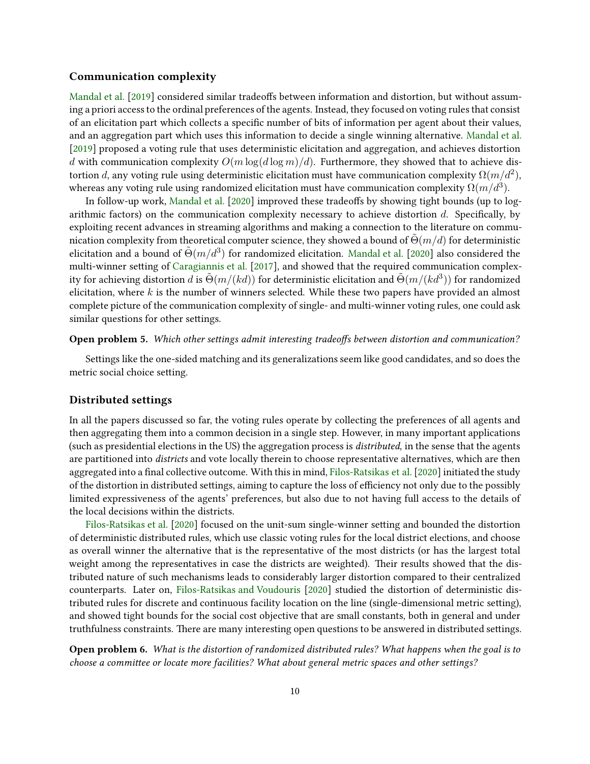### Communication complexity

Mandal et al. [2019] considered similar tradeoffs between information and distortion, but without assuming a priori access to the ordinal preferences of the agents. Instead, they focused on voting rules that consist of an elicitation part which collects a specific number of bits of information per agent about their values, and an aggregation part which uses this information to decide a single winning alternative. Mandal et al. [2019] proposed a voting rule that uses deterministic elicitation and aggregation, and achieves distortion $d$ with communication complexity $O(m \log(d \log m)/d)$. Furthermore, they showed that to achieve distortion $d$, any voting rule using deterministic elicitation must have communication complexity $\Omega(m/d^2)$, whereas any voting rule using randomized elicitation must have communication complexity $\Omega(m/d^3)$.

In follow-up work, Mandal et al. [2020] improved these tradeoffs by showing tight bounds (up to logarithmic factors) on the communication complexity necessary to achieve distortion $d$. Specifically, by exploiting recent advances in streaming algorithms and making a connection to the literature on communication complexity from theoretical computer science, they showed a bound of $\tilde{\Theta}(m/d)$ for deterministic elicitation and a bound of $\tilde{\Theta}(m/d^3)$ for randomized elicitation. Mandal et al. [2020] also considered the multi-winner setting of Caragiannis et al. [2017], and showed that the required communication complexity for achieving distortion $d$ is $\tilde{\Theta}(m/(kd))$ for deterministic elicitation and $\tilde{\Theta}(m/(kd^3))$ for randomized elicitation, where $k$ is the number of winners selected. While these two papers have provided an almost complete picture of the communication complexity of single- and multi-winner voting rules, one could ask similar questions for other settings.

**Open problem 5.** *Which other settings admit interesting tradeoffs between distortion and communication?*

Settings like the one-sided matching and its generalizations seem like good candidates, and so does the metric social choice setting.

### Distributed settings

In all the papers discussed so far, the voting rules operate by collecting the preferences of all agents and then aggregating them into a common decision in a single step. However, in many important applications (such as presidential elections in the US) the aggregation process is *distributed*, in the sense that the agents are partitioned into *districts* and vote locally therein to choose representative alternatives, which are then aggregated into a final collective outcome. With this in mind, Filos-Ratsikas et al. [2020] initiated the study of the distortion in distributed settings, aiming to capture the loss of efficiency not only due to the possibly limited expressiveness of the agents' preferences, but also due to not having full access to the details of the local decisions within the districts.

Filos-Ratsikas et al. [2020] focused on the unit-sum single-winner setting and bounded the distortion of deterministic distributed rules, which use classic voting rules for the local district elections, and choose as overall winner the alternative that is the representative of the most districts (or has the largest total weight among the representatives in case the districts are weighted). Their results showed that the distributed nature of such mechanisms leads to considerably larger distortion compared to their centralized counterparts. Later on, Filos-Ratsikas and Voudouris [2020] studied the distortion of deterministic distributed rules for discrete and continuous facility location on the line (single-dimensional metric setting), and showed tight bounds for the social cost objective that are small constants, both in general and under truthfulness constraints. There are many interesting open questions to be answered in distributed settings.

**Open problem 6.** *What is the distortion of randomized distributed rules? What happens when the goal is to choose a committee or locate more facilities? What about general metric spaces and other settings?*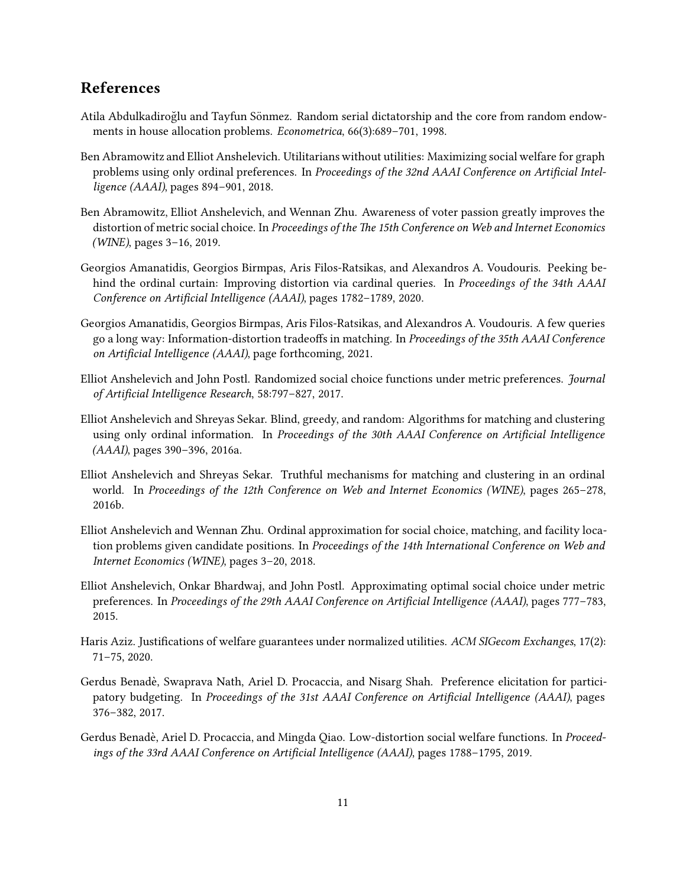## References

Atila Abdulkadiroğlu and Tayfun Sönmez. Random serial dictatorship and the core from random endowments in house allocation problems. *Econometrica*, 66(3):689–701, 1998.

Ben Abramowitz and Elliot Anshelevich. Utilitarians without utilities: Maximizing social welfare for graph problems using only ordinal preferences. In *Proceedings of the 32nd AAAI Conference on Artificial Intelligence (AAAI)*, pages 894–901, 2018.

Ben Abramowitz, Elliot Anshelevich, and Wennan Zhu. Awareness of voter passion greatly improves the distortion of metric social choice. In *Proceedings of the The 15th Conference on Web and Internet Economics (WINE)*, pages 3–16, 2019.

Georgios Amanatidis, Georgios Birmpas, Aris Filos-Ratsikas, and Alexandros A. Voudouris. Peeking behind the ordinal curtain: Improving distortion via cardinal queries. In *Proceedings of the 34th AAAI Conference on Artificial Intelligence (AAAI)*, pages 1782–1789, 2020.

Georgios Amanatidis, Georgios Birmpas, Aris Filos-Ratsikas, and Alexandros A. Voudouris. A few queries go a long way: Information-distortion tradeoffs in matching. In *Proceedings of the 35th AAAI Conference on Artificial Intelligence (AAAI)*, page forthcoming, 2021.

Elliot Anshelevich and John Postl. Randomized social choice functions under metric preferences. *Journal of Artificial Intelligence Research*, 58:797–827, 2017.

Elliot Anshelevich and Shreyas Sekar. Blind, greedy, and random: Algorithms for matching and clustering using only ordinal information. In *Proceedings of the 30th AAAI Conference on Artificial Intelligence (AAAI)*, pages 390–396, 2016a.

Elliot Anshelevich and Shreyas Sekar. Truthful mechanisms for matching and clustering in an ordinal world. In *Proceedings of the 12th Conference on Web and Internet Economics (WINE)*, pages 265–278, 2016b.

Elliot Anshelevich and Wennan Zhu. Ordinal approximation for social choice, matching, and facility location problems given candidate positions. In *Proceedings of the 14th International Conference on Web and Internet Economics (WINE)*, pages 3–20, 2018.

Elliot Anshelevich, Onkar Bhardwaj, and John Postl. Approximating optimal social choice under metric preferences. In *Proceedings of the 29th AAAI Conference on Artificial Intelligence (AAAI)*, pages 777–783, 2015.

Haris Aziz. Justifications of welfare guarantees under normalized utilities. *ACM SIGecom Exchanges*, 17(2): 71–75, 2020.

Gerdus Benadè, Swaprava Nath, Ariel D. Procaccia, and Nisarg Shah. Preference elicitation for participatory budgeting. In *Proceedings of the 31st AAAI Conference on Artificial Intelligence (AAAI)*, pages 376–382, 2017.

Gerdus Benadè, Ariel D. Procaccia, and Mingda Qiao. Low-distortion social welfare functions. In *Proceedings of the 33rd AAAI Conference on Artificial Intelligence (AAAI)*, pages 1788–1795, 2019.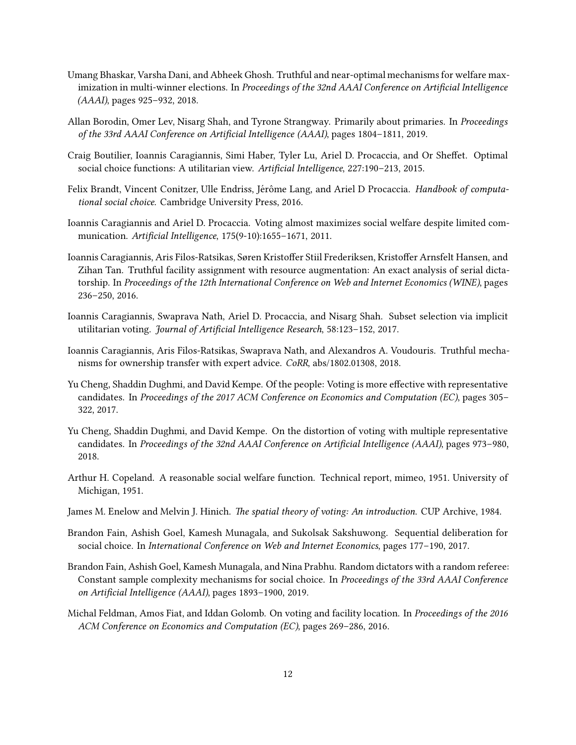Umang Bhaskar, Varsha Dani, and Abheek Ghosh. Truthful and near-optimal mechanisms for welfare maximization in multi-winner elections. In *Proceedings of the 32nd AAAI Conference on Artificial Intelligence (AAAI)*, pages 925–932, 2018.

Allan Borodin, Omer Lev, Nisarg Shah, and Tyrone Strangway. Primarily about primaries. In *Proceedings of the 33rd AAAI Conference on Artificial Intelligence (AAAI)*, pages 1804–1811, 2019.

Craig Boutilier, Ioannis Caragiannis, Simi Haber, Tyler Lu, Ariel D. Procaccia, and Or Sheffet. Optimal social choice functions: A utilitarian view. *Artificial Intelligence*, 227:190–213, 2015.

Felix Brandt, Vincent Conitzer, Ulle Endriss, Jérôme Lang, and Ariel D Procaccia. *Handbook of computational social choice*. Cambridge University Press, 2016.

Ioannis Caragiannis and Ariel D. Procaccia. Voting almost maximizes social welfare despite limited communication. *Artificial Intelligence*, 175(9-10):1655–1671, 2011.

Ioannis Caragiannis, Aris Filos-Ratsikas, Søren Kristoffer Stiil Frederiksen, Kristoffer Arnsfelt Hansen, and Zihan Tan. Truthful facility assignment with resource augmentation: An exact analysis of serial dictatorship. In *Proceedings of the 12th International Conference on Web and Internet Economics (WINE)*, pages 236–250, 2016.

Ioannis Caragiannis, Swaprava Nath, Ariel D. Procaccia, and Nisarg Shah. Subset selection via implicit utilitarian voting. *Journal of Artificial Intelligence Research*, 58:123–152, 2017.

Ioannis Caragiannis, Aris Filos-Ratsikas, Swaprava Nath, and Alexandros A. Voudouris. Truthful mechanisms for ownership transfer with expert advice. *CoRR*, abs/1802.01308, 2018.

Yu Cheng, Shaddin Dughmi, and David Kempe. Of the people: Voting is more effective with representative candidates. In *Proceedings of the 2017 ACM Conference on Economics and Computation (EC)*, pages 305–322, 2017.

Yu Cheng, Shaddin Dughmi, and David Kempe. On the distortion of voting with multiple representative candidates. In *Proceedings of the 32nd AAAI Conference on Artificial Intelligence (AAAI)*, pages 973–980, 2018.

Arthur H. Copeland. A reasonable social welfare function. Technical report, mimeo, 1951. University of Michigan, 1951.

James M. Enelow and Melvin J. Hinich. *The spatial theory of voting: An introduction*. CUP Archive, 1984.

Brandon Fain, Ashish Goel, Kamesh Munagala, and Sukolsak Sakshuwong. Sequential deliberation for social choice. In *International Conference on Web and Internet Economics*, pages 177–190, 2017.

Brandon Fain, Ashish Goel, Kamesh Munagala, and Nina Prabhu. Random dictators with a random referee: Constant sample complexity mechanisms for social choice. In *Proceedings of the 33rd AAAI Conference on Artificial Intelligence (AAAI)*, pages 1893–1900, 2019.

Michal Feldman, Amos Fiat, and Iddan Golomb. On voting and facility location. In *Proceedings of the 2016 ACM Conference on Economics and Computation (EC)*, pages 269–286, 2016.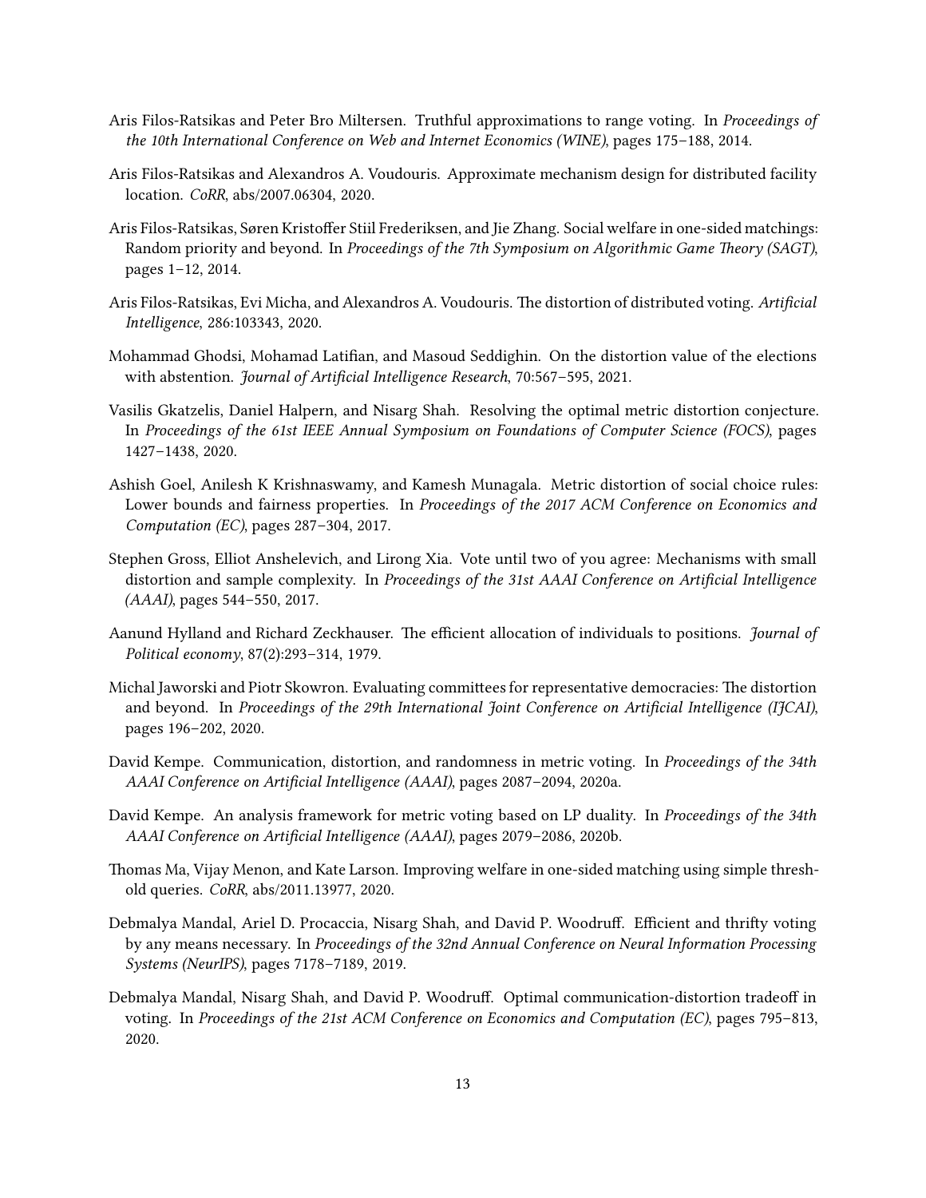Aris Filos-Ratsikas and Peter Bro Miltersen. Truthful approximations to range voting. In *Proceedings of the 10th International Conference on Web and Internet Economics (WINE)*, pages 175–188, 2014.

Aris Filos-Ratsikas and Alexandros A. Voudouris. Approximate mechanism design for distributed facility location. *CoRR*, abs/2007.06304, 2020.

Aris Filos-Ratsikas, Søren Kristoffer Stiil Frederiksen, and Jie Zhang. Social welfare in one-sided matchings: Random priority and beyond. In *Proceedings of the 7th Symposium on Algorithmic Game Theory (SAGT)*, pages 1–12, 2014.

Aris Filos-Ratsikas, Evi Micha, and Alexandros A. Voudouris. The distortion of distributed voting. *Artificial Intelligence*, 286:103343, 2020.

Mohammad Ghodsi, Mohamad Latifian, and Masoud Seddighin. On the distortion value of the elections with abstention. *Journal of Artificial Intelligence Research*, 70:567–595, 2021.

Vasilis Gkatzelis, Daniel Halpern, and Nisarg Shah. Resolving the optimal metric distortion conjecture. In *Proceedings of the 61st IEEE Annual Symposium on Foundations of Computer Science (FOCS)*, pages 1427–1438, 2020.

Ashish Goel, Anilesh K Krishnaswamy, and Kamesh Munagala. Metric distortion of social choice rules: Lower bounds and fairness properties. In *Proceedings of the 2017 ACM Conference on Economics and Computation (EC)*, pages 287–304, 2017.

Stephen Gross, Elliot Anshelevich, and Lirong Xia. Vote until two of you agree: Mechanisms with small distortion and sample complexity. In *Proceedings of the 31st AAAI Conference on Artificial Intelligence (AAAI)*, pages 544–550, 2017.

Aanund Hylland and Richard Zeckhauser. The efficient allocation of individuals to positions. *Journal of Political economy*, 87(2):293–314, 1979.

Michal Jaworski and Piotr Skowron. Evaluating committees for representative democracies: The distortion and beyond. In *Proceedings of the 29th International Joint Conference on Artificial Intelligence (IJCAI)*, pages 196–202, 2020.

David Kempe. Communication, distortion, and randomness in metric voting. In *Proceedings of the 34th AAAI Conference on Artificial Intelligence (AAAI)*, pages 2087–2094, 2020a.

David Kempe. An analysis framework for metric voting based on LP duality. In *Proceedings of the 34th AAAI Conference on Artificial Intelligence (AAAI)*, pages 2079–2086, 2020b.

Thomas Ma, Vijay Menon, and Kate Larson. Improving welfare in one-sided matching using simple threshold queries. *CoRR*, abs/2011.13977, 2020.

Debmalya Mandal, Ariel D. Procaccia, Nisarg Shah, and David P. Woodruff. Efficient and thrifty voting by any means necessary. In *Proceedings of the 32nd Annual Conference on Neural Information Processing Systems (NeurIPS)*, pages 7178–7189, 2019.

Debmalya Mandal, Nisarg Shah, and David P. Woodruff. Optimal communication-distortion tradeoff in voting. In *Proceedings of the 21st ACM Conference on Economics and Computation (EC)*, pages 795–813, 2020.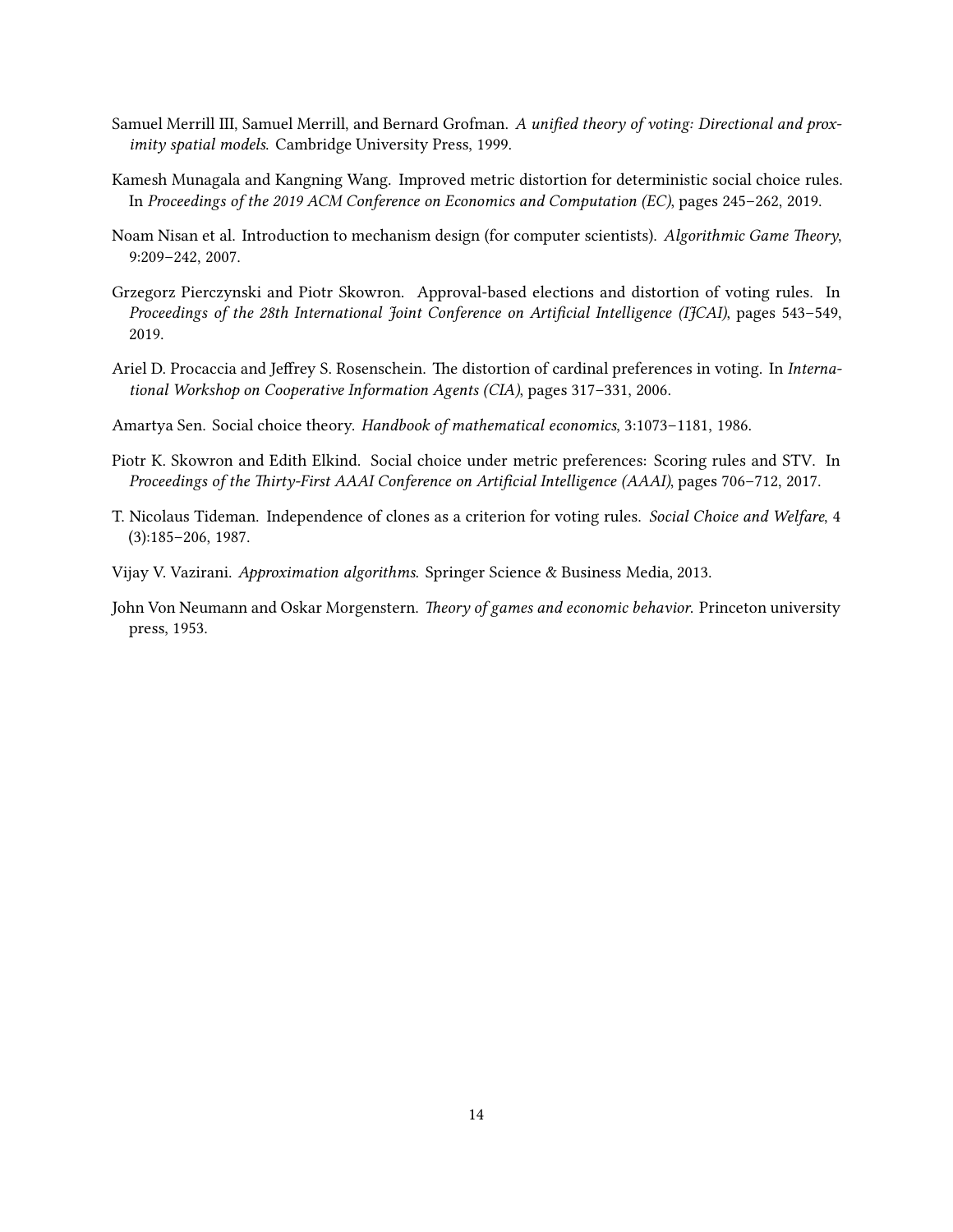Samuel Merrill III, Samuel Merrill, and Bernard Grofman. *A unified theory of voting: Directional and proximity spatial models*. Cambridge University Press, 1999.

Kamesh Munagala and Kangning Wang. Improved metric distortion for deterministic social choice rules. In *Proceedings of the 2019 ACM Conference on Economics and Computation (EC)*, pages 245–262, 2019.

Noam Nisan et al. Introduction to mechanism design (for computer scientists). *Algorithmic Game Theory*, 9:209–242, 2007.

Grzegorz Pierczynski and Piotr Skowron. Approval-based elections and distortion of voting rules. In *Proceedings of the 28th International Joint Conference on Artificial Intelligence (IJCAI)*, pages 543–549, 2019.

Ariel D. Procaccia and Jeffrey S. Rosenschein. The distortion of cardinal preferences in voting. In *International Workshop on Cooperative Information Agents (CIA)*, pages 317–331, 2006.

Amartya Sen. Social choice theory. *Handbook of mathematical economics*, 3:1073–1181, 1986.

Piotr K. Skowron and Edith Elkind. Social choice under metric preferences: Scoring rules and STV. In *Proceedings of the Thirty-First AAAI Conference on Artificial Intelligence (AAAI)*, pages 706–712, 2017.

T. Nicolaus Tideman. Independence of clones as a criterion for voting rules. *Social Choice and Welfare*, 4 (3):185–206, 1987.

Vijay V. Vazirani. *Approximation algorithms*. Springer Science & Business Media, 2013.

John Von Neumann and Oskar Morgenstern. *Theory of games and economic behavior*. Princeton university press, 1953.